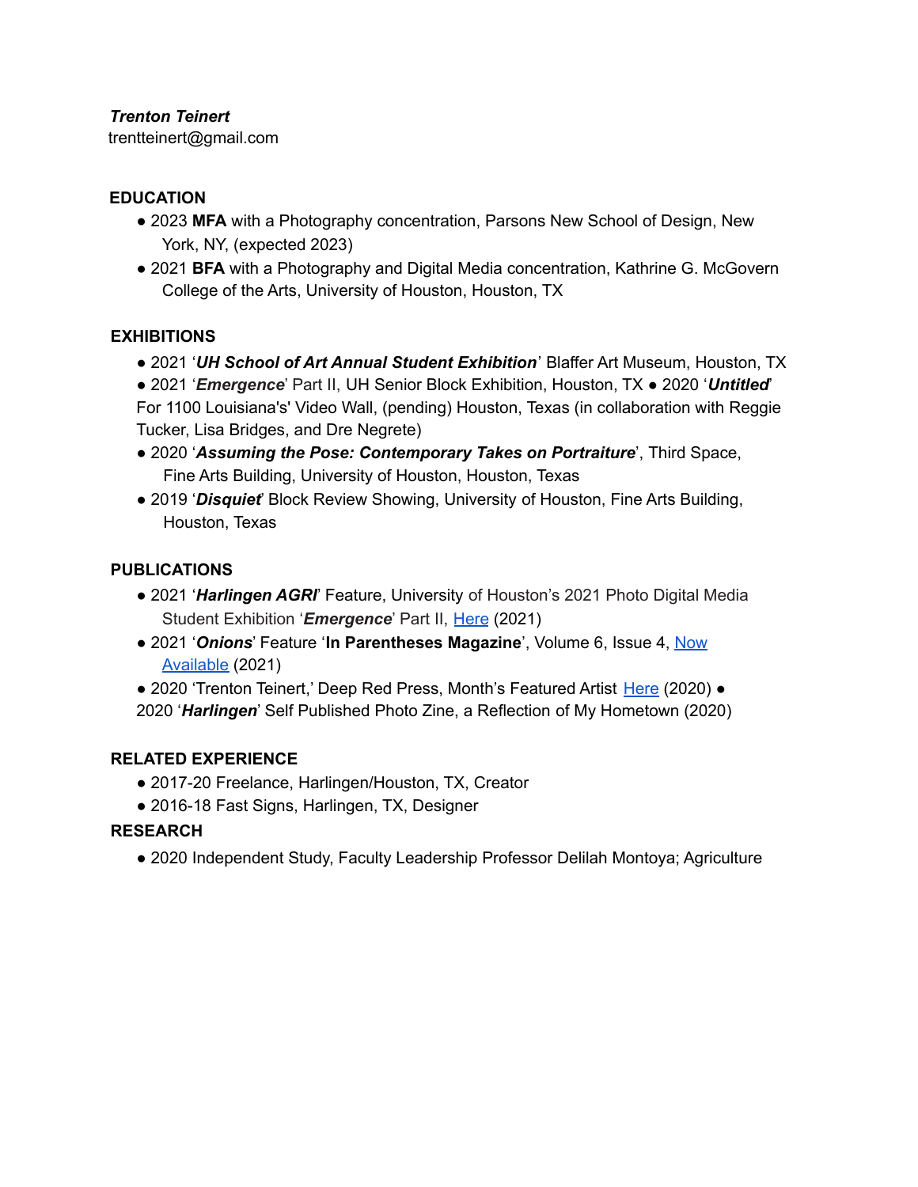***Trenton Teinert***
trentteinert@gmail.com

## EDUCATION

- 2023 **MFA** with a Photography concentration, Parsons New School of Design, New York, NY, (expected 2023)
- 2021 **BFA** with a Photography and Digital Media concentration, Kathrine G. McGovern College of the Arts, University of Houston, Houston, TX

## EXHIBITIONS

- 2021 '***UH School of Art Annual Student Exhibition***' Blaffer Art Museum, Houston, TX
- 2021 '***Emergence***' Part II, UH Senior Block Exhibition, Houston, TX ● 2020 '***Untitled***' For 1100 Louisiana's' Video Wall, (pending) Houston, Texas (in collaboration with Reggie Tucker, Lisa Bridges, and Dre Negrete)
- 2020 '***Assuming the Pose: Contemporary Takes on Portraiture***', Third Space, Fine Arts Building, University of Houston, Houston, Texas
- 2019 '***Disquiet***' Block Review Showing, University of Houston, Fine Arts Building, Houston, Texas

## PUBLICATIONS

- 2021 '***Harlingen AGRI***' Feature, University of Houston's 2021 Photo Digital Media Student Exhibition '***Emergence***' Part II, Here (2021)
- 2021 '***Onions***' Feature '**In Parentheses Magazine**', Volume 6, Issue 4, Now Available (2021)
- 2020 'Trenton Teinert,' Deep Red Press, Month's Featured Artist Here (2020) ● 2020 '***Harlingen***' Self Published Photo Zine, a Reflection of My Hometown (2020)

## RELATED EXPERIENCE

- 2017-20 Freelance, Harlingen/Houston, TX, Creator
- 2016-18 Fast Signs, Harlingen, TX, Designer

## RESEARCH

- 2020 Independent Study, Faculty Leadership Professor Delilah Montoya; Agriculture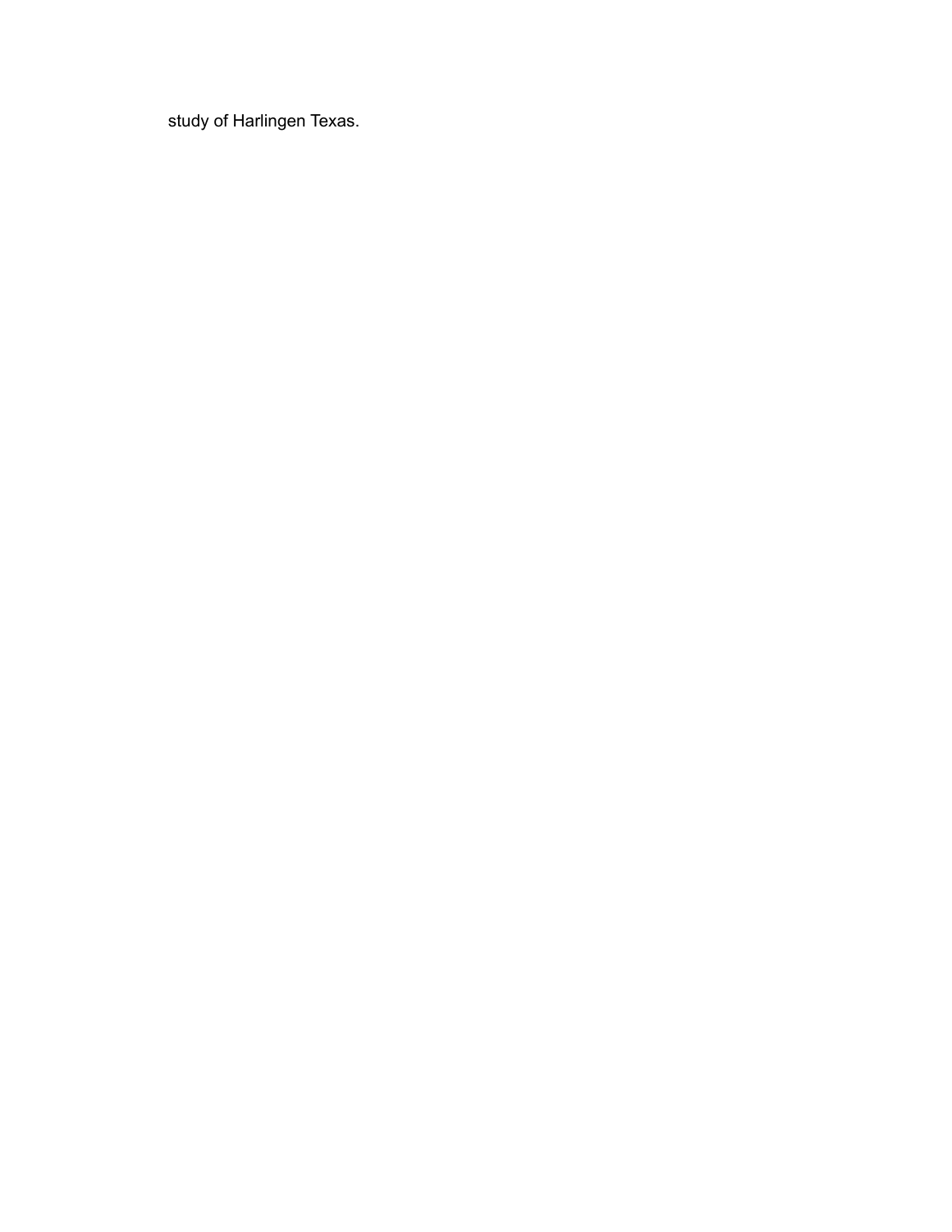study of Harlingen Texas.